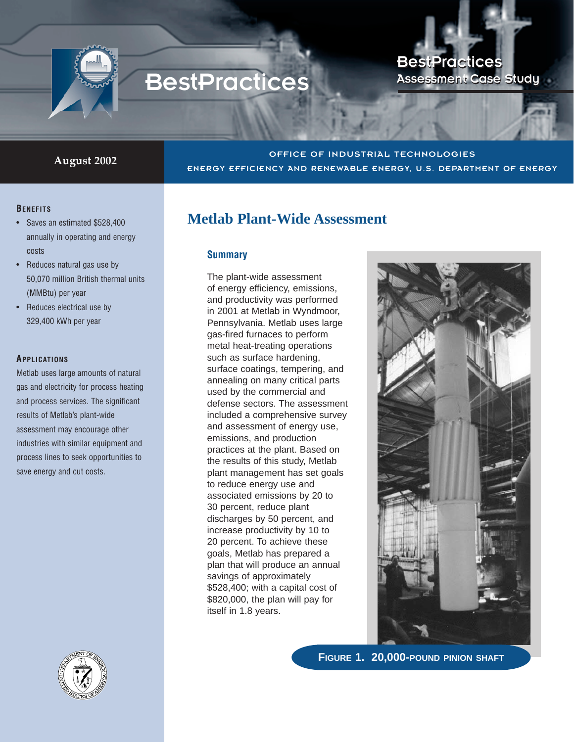# BestPractices

**BestPractices Assessment Case Study**

**August 2002**

OFFICE OF INDUSTRIAL TECHNOLOGIES

ENERGY EFFICIENCY AND RENEWABLE ENERGY, U.S. DEPARTMENT OF ENERGY

## Benefits

- Saves an estimated $528,400 annually in operating and energy costs
- Reduces natural gas use by 50,070 million British thermal units (MMBtu) per year
- Reduces electrical use by 329,400 kWh per year

## Applications

Metlab uses large amounts of natural gas and electricity for process heating and process services. The significant results of Metlab's plant-wide assessment may encourage other industries with similar equipment and process lines to seek opportunities to save energy and cut costs.

# Metlab Plant-Wide Assessment

### Summary

The plant-wide assessment of energy efficiency, emissions, and productivity was performed in 2001 at Metlab in Wyndmoor, Pennsylvania. Metlab uses large gas-fired furnaces to perform metal heat-treating operations such as surface hardening, surface coatings, tempering, and annealing on many critical parts used by the commercial and defense sectors. The assessment included a comprehensive survey and assessment of energy use, emissions, and production practices at the plant. Based on the results of this study, Metlab plant management has set goals to reduce energy use and associated emissions by 20 to 30 percent, reduce plant discharges by 50 percent, and increase productivity by 10 to 20 percent. To achieve these goals, Metlab has prepared a plan that will produce an annual savings of approximately $528,400; with a capital cost of $820,000, the plan will pay for itself in 1.8 years.

**Figure 1. 20,000-pound pinion shaft**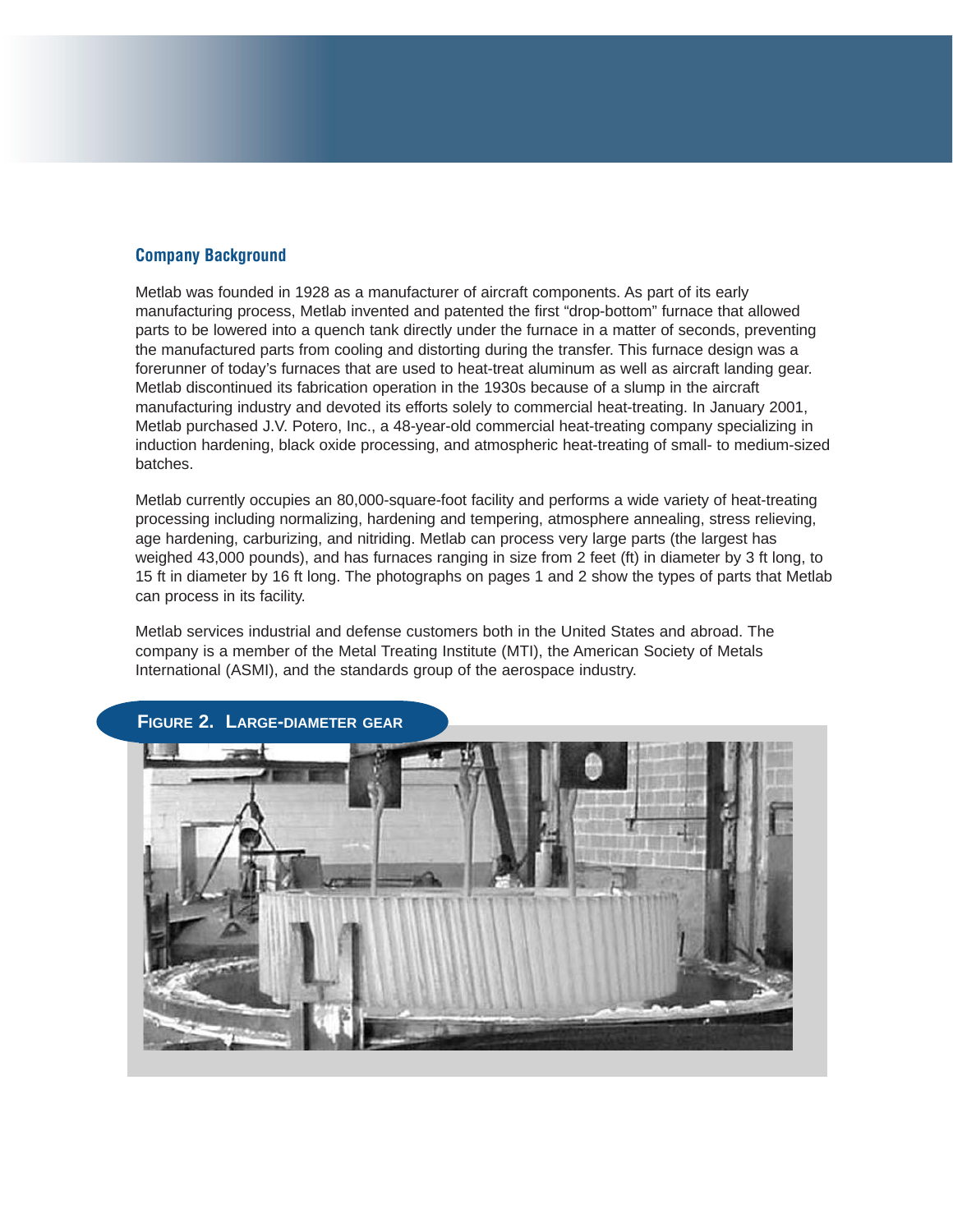## Company Background

Metlab was founded in 1928 as a manufacturer of aircraft components. As part of its early manufacturing process, Metlab invented and patented the first “drop-bottom” furnace that allowed parts to be lowered into a quench tank directly under the furnace in a matter of seconds, preventing the manufactured parts from cooling and distorting during the transfer. This furnace design was a forerunner of today’s furnaces that are used to heat-treat aluminum as well as aircraft landing gear. Metlab discontinued its fabrication operation in the 1930s because of a slump in the aircraft manufacturing industry and devoted its efforts solely to commercial heat-treating. In January 2001, Metlab purchased J.V. Potero, Inc., a 48-year-old commercial heat-treating company specializing in induction hardening, black oxide processing, and atmospheric heat-treating of small- to medium-sized batches.

Metlab currently occupies an 80,000-square-foot facility and performs a wide variety of heat-treating processing including normalizing, hardening and tempering, atmosphere annealing, stress relieving, age hardening, carburizing, and nitriding. Metlab can process very large parts (the largest has weighed 43,000 pounds), and has furnaces ranging in size from 2 feet (ft) in diameter by 3 ft long, to 15 ft in diameter by 16 ft long. The photographs on pages 1 and 2 show the types of parts that Metlab can process in its facility.

Metlab services industrial and defense customers both in the United States and abroad. The company is a member of the Metal Treating Institute (MTI), the American Society of Metals International (ASMI), and the standards group of the aerospace industry.

**Figure 2. Large-diameter gear**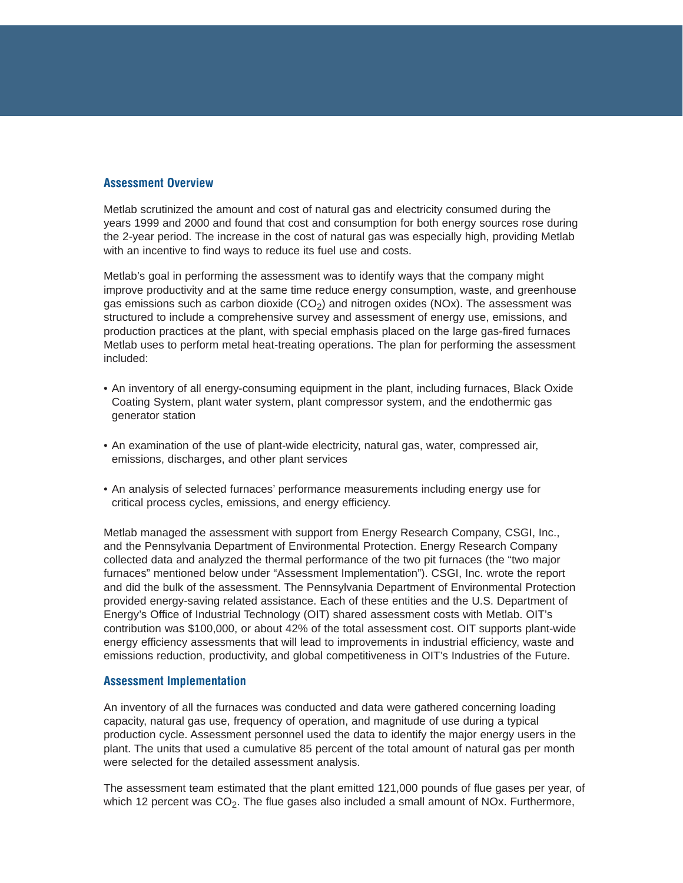## Assessment Overview

Metlab scrutinized the amount and cost of natural gas and electricity consumed during the years 1999 and 2000 and found that cost and consumption for both energy sources rose during the 2-year period. The increase in the cost of natural gas was especially high, providing Metlab with an incentive to find ways to reduce its fuel use and costs.

Metlab's goal in performing the assessment was to identify ways that the company might improve productivity and at the same time reduce energy consumption, waste, and greenhouse gas emissions such as carbon dioxide ($CO_2$) and nitrogen oxides (NOx). The assessment was structured to include a comprehensive survey and assessment of energy use, emissions, and production practices at the plant, with special emphasis placed on the large gas-fired furnaces Metlab uses to perform metal heat-treating operations. The plan for performing the assessment included:

- An inventory of all energy-consuming equipment in the plant, including furnaces, Black Oxide Coating System, plant water system, plant compressor system, and the endothermic gas generator station
- An examination of the use of plant-wide electricity, natural gas, water, compressed air, emissions, discharges, and other plant services
- An analysis of selected furnaces' performance measurements including energy use for critical process cycles, emissions, and energy efficiency.

Metlab managed the assessment with support from Energy Research Company, CSGI, Inc., and the Pennsylvania Department of Environmental Protection. Energy Research Company collected data and analyzed the thermal performance of the two pit furnaces (the "two major furnaces" mentioned below under "Assessment Implementation"). CSGI, Inc. wrote the report and did the bulk of the assessment. The Pennsylvania Department of Environmental Protection provided energy-saving related assistance. Each of these entities and the U.S. Department of Energy's Office of Industrial Technology (OIT) shared assessment costs with Metlab. OIT's contribution was $100,000, or about 42% of the total assessment cost. OIT supports plant-wide energy efficiency assessments that will lead to improvements in industrial efficiency, waste and emissions reduction, productivity, and global competitiveness in OIT's Industries of the Future.

## Assessment Implementation

An inventory of all the furnaces was conducted and data were gathered concerning loading capacity, natural gas use, frequency of operation, and magnitude of use during a typical production cycle. Assessment personnel used the data to identify the major energy users in the plant. The units that used a cumulative 85 percent of the total amount of natural gas per month were selected for the detailed assessment analysis.

The assessment team estimated that the plant emitted 121,000 pounds of flue gases per year, of which 12 percent was $CO_2$. The flue gases also included a small amount of NOx. Furthermore,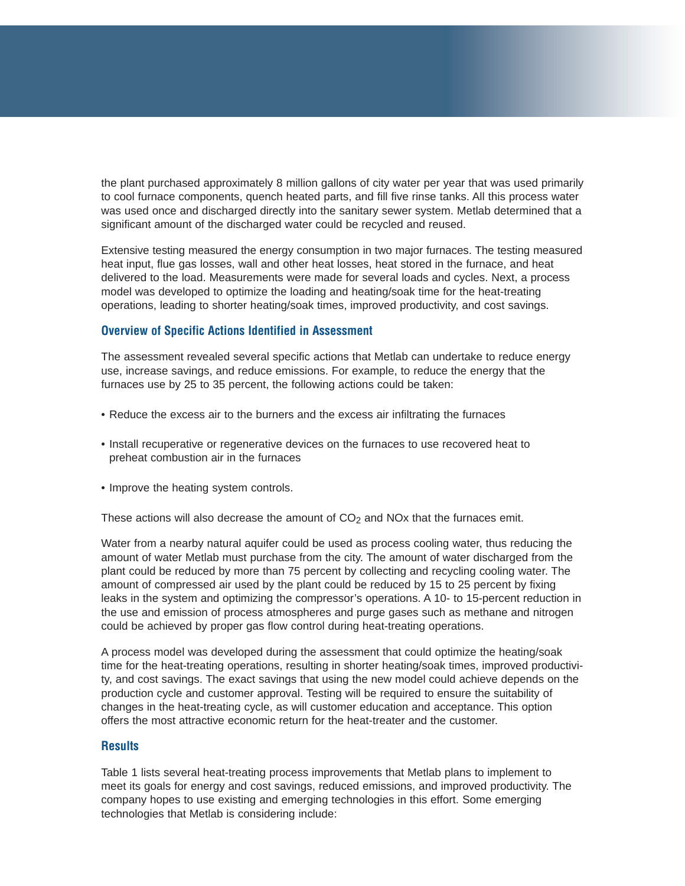the plant purchased approximately 8 million gallons of city water per year that was used primarily to cool furnace components, quench heated parts, and fill five rinse tanks. All this process water was used once and discharged directly into the sanitary sewer system. Metlab determined that a significant amount of the discharged water could be recycled and reused.

Extensive testing measured the energy consumption in two major furnaces. The testing measured heat input, flue gas losses, wall and other heat losses, heat stored in the furnace, and heat delivered to the load. Measurements were made for several loads and cycles. Next, a process model was developed to optimize the loading and heating/soak time for the heat-treating operations, leading to shorter heating/soak times, improved productivity, and cost savings.

### Overview of Specific Actions Identified in Assessment

The assessment revealed several specific actions that Metlab can undertake to reduce energy use, increase savings, and reduce emissions. For example, to reduce the energy that the furnaces use by 25 to 35 percent, the following actions could be taken:

- Reduce the excess air to the burners and the excess air infiltrating the furnaces
- Install recuperative or regenerative devices on the furnaces to use recovered heat to preheat combustion air in the furnaces
- Improve the heating system controls.

These actions will also decrease the amount of $CO_2$ and NOx that the furnaces emit.

Water from a nearby natural aquifer could be used as process cooling water, thus reducing the amount of water Metlab must purchase from the city. The amount of water discharged from the plant could be reduced by more than 75 percent by collecting and recycling cooling water. The amount of compressed air used by the plant could be reduced by 15 to 25 percent by fixing leaks in the system and optimizing the compressor's operations. A 10- to 15-percent reduction in the use and emission of process atmospheres and purge gases such as methane and nitrogen could be achieved by proper gas flow control during heat-treating operations.

A process model was developed during the assessment that could optimize the heating/soak time for the heat-treating operations, resulting in shorter heating/soak times, improved productivity, and cost savings. The exact savings that using the new model could achieve depends on the production cycle and customer approval. Testing will be required to ensure the suitability of changes in the heat-treating cycle, as will customer education and acceptance. This option offers the most attractive economic return for the heat-treater and the customer.

### Results

Table 1 lists several heat-treating process improvements that Metlab plans to implement to meet its goals for energy and cost savings, reduced emissions, and improved productivity. The company hopes to use existing and emerging technologies in this effort. Some emerging technologies that Metlab is considering include: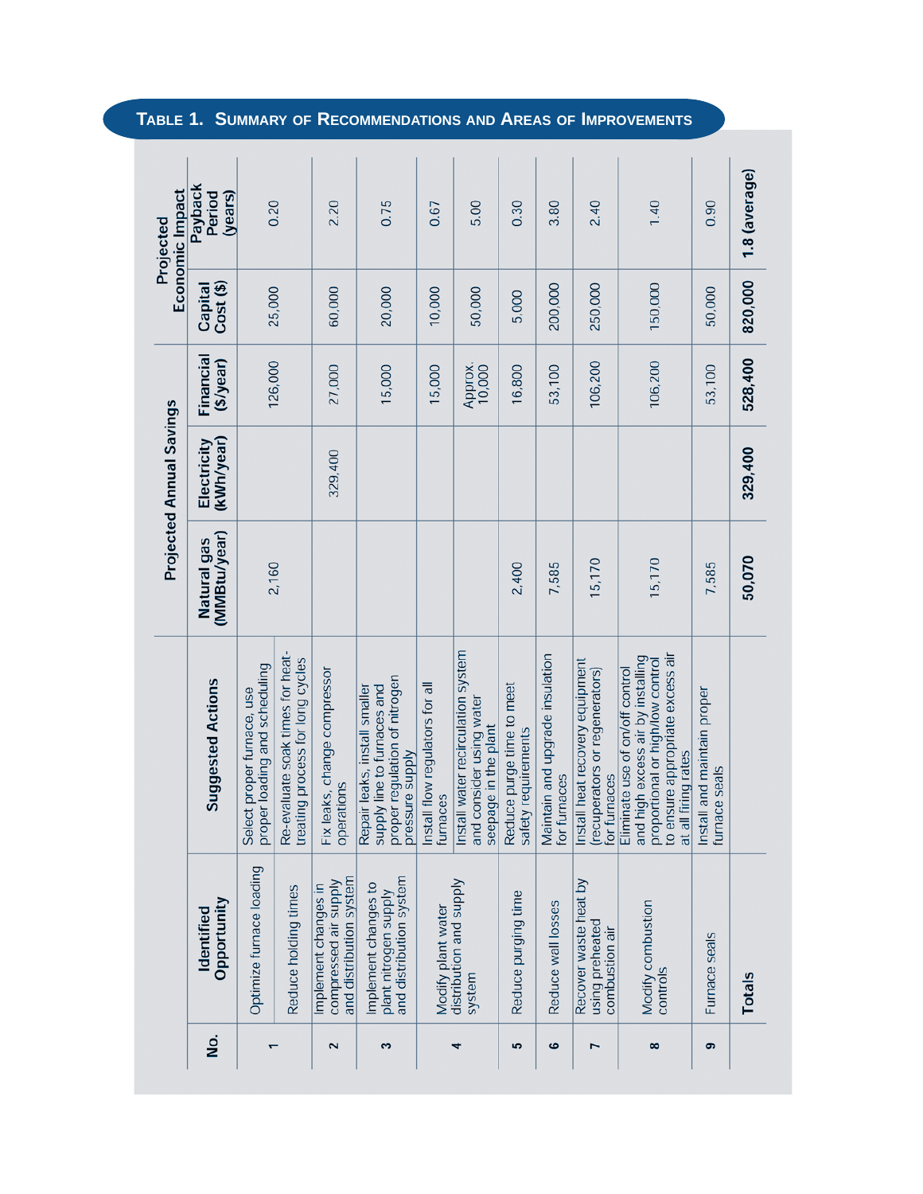## Table 1. Summary of Recommendations and Areas of Improvements

| No. | Identified Opportunity | Suggested Actions | Projected Annual Savings | | | Projected Economic Impact | |
|---|---|---|---|---|---|---|---|
| | | | Natural gas (MMBtu/year) | Electricity (kWh/year) | Financial ($/year) | Capital Cost ($) | Payback Period (years) |
| 1 | Optimize furnace loading | Select proper furnace, use proper loading and scheduling | 2,160 | | 126,000 | 25,000 | 0.20 |
| | Reduce holding times | Re-evaluate soak times for heat-treating process for long cycles | | | | | |
| 2 | Implement changes in compressed air supply and distribution system | Fix leaks, change compressor operations | | 329,400 | 27,000 | 60,000 | 2.20 |
| 3 | Implement changes to plant nitrogen supply and distribution system | Repair leaks, install smaller supply line to furnaces and proper regulation of nitrogen pressure supply | | | 15,000 | 20,000 | 0.75 |
| 4 | Modify plant water distribution and supply system | Install flow regulators for all furnaces | | | 15,000 | 10,000 | 0.67 |
| | | Install water recirculation system and consider using water seepage in the plant | | | Approx. 10,000 | 50,000 | 5.00 |
| 5 | Reduce purging time | Reduce purge time to meet safety requirements | 2,400 | | 16,800 | 5,000 | 0.30 |
| 6 | Reduce wall losses | Maintain and upgrade insulation for furnaces | 7,585 | | 53,100 | 200,000 | 3.80 |
| 7 | Recover waste heat by using preheated combustion air | Install heat recovery equipment (recuperators or regenerators) for furnaces | 15,170 | | 106,200 | 250,000 | 2.40 |
| 8 | Modify combustion controls | Eliminate use of on/off control and high excess air by installing proportional or high/low control to ensure appropriate excess air at all firing rates | 15,170 | | 106,200 | 150,000 | 1.40 |
| 9 | Furnace seals | Install and maintain proper furnace seals | 7,585 | | 53,100 | 50,000 | 0.90 |
| | **Totals** | | **50,070** | **329,400** | **528,400** | **820,000** | **1.8 (average)** |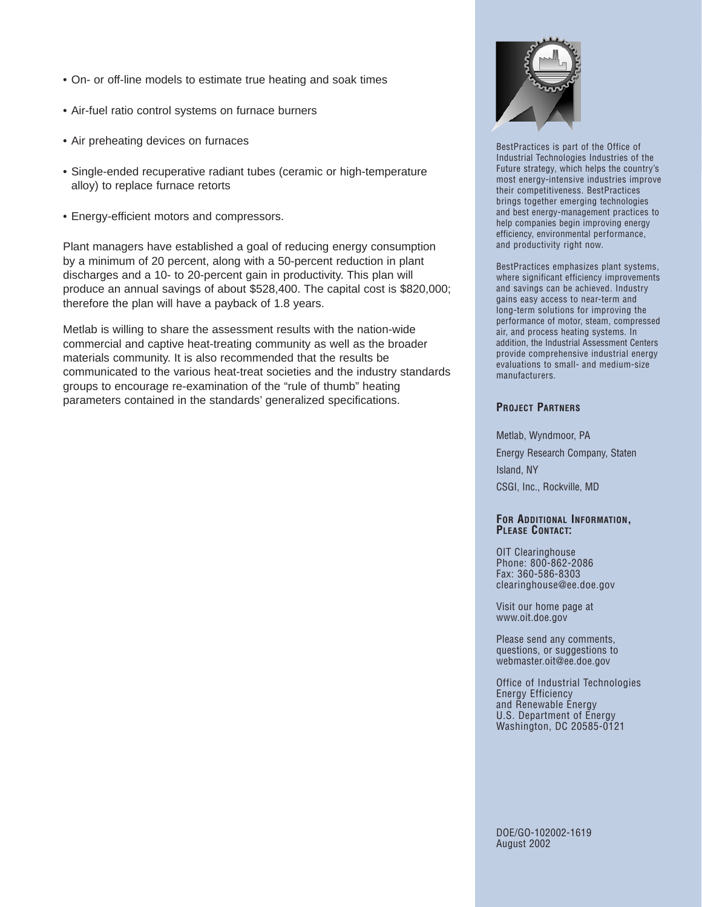- On- or off-line models to estimate true heating and soak times
- Air-fuel ratio control systems on furnace burners
- Air preheating devices on furnaces
- Single-ended recuperative radiant tubes (ceramic or high-temperature alloy) to replace furnace retorts
- Energy-efficient motors and compressors.

Plant managers have established a goal of reducing energy consumption by a minimum of 20 percent, along with a 50-percent reduction in plant discharges and a 10- to 20-percent gain in productivity. This plan will produce an annual savings of about $528,400. The capital cost is $820,000; therefore the plan will have a payback of 1.8 years.

Metlab is willing to share the assessment results with the nation-wide commercial and captive heat-treating community as well as the broader materials community. It is also recommended that the results be communicated to the various heat-treat societies and the industry standards groups to encourage re-examination of the "rule of thumb" heating parameters contained in the standards' generalized specifications.

BestPractices is part of the Office of Industrial Technologies Industries of the Future strategy, which helps the country's most energy-intensive industries improve their competitiveness. BestPractices brings together emerging technologies and best energy-management practices to help companies begin improving energy efficiency, environmental performance, and productivity right now.

BestPractices emphasizes plant systems, where significant efficiency improvements and savings can be achieved. Industry gains easy access to near-term and long-term solutions for improving the performance of motor, steam, compressed air, and process heating systems. In addition, the Industrial Assessment Centers provide comprehensive industrial energy evaluations to small- and medium-size manufacturers.

## Project Partners

Metlab, Wyndmoor, PA

Energy Research Company, Staten Island, NY

CSGI, Inc., Rockville, MD

## For Additional Information, Please Contact:

OIT Clearinghouse
Phone: 800-862-2086
Fax: 360-586-8303
clearinghouse@ee.doe.gov

Visit our home page at
www.oit.doe.gov

Please send any comments, questions, or suggestions to
webmaster.oit@ee.doe.gov

Office of Industrial Technologies
Energy Efficiency
and Renewable Energy
U.S. Department of Energy
Washington, DC 20585-0121

DOE/GO-102002-1619
August 2002